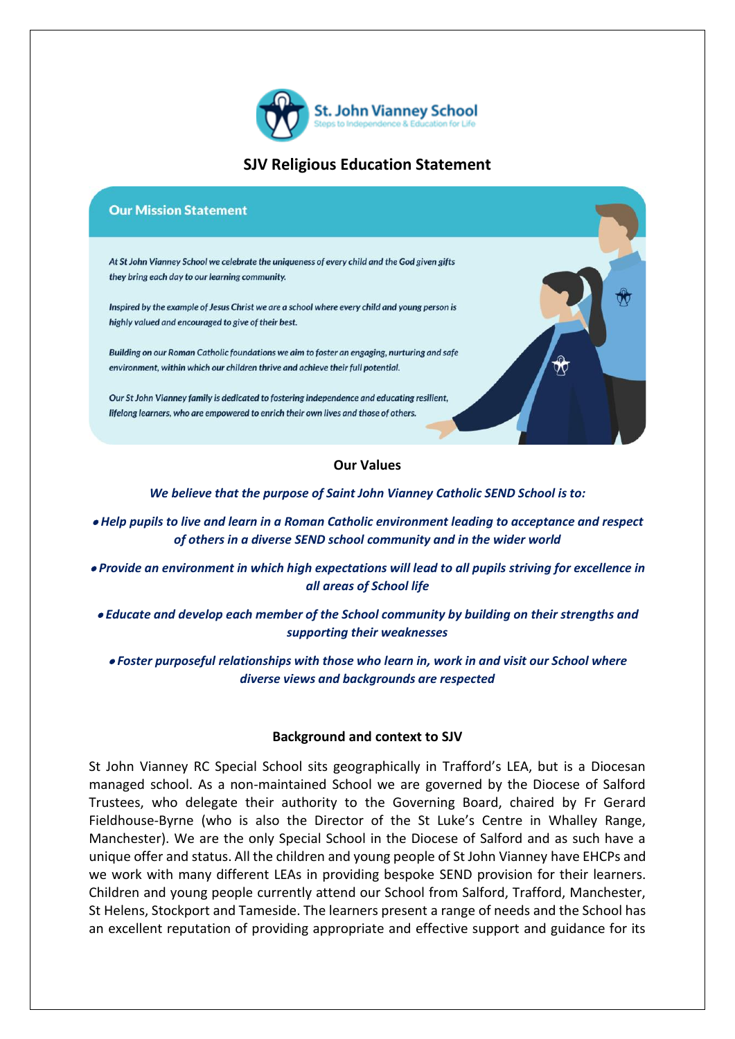St. John Vianney School

Steps to Independence & Education for Life

# SJV Religious Education Statement

## Our Mission Statement

*At St John Vianney School we celebrate the uniqueness of every child and the God given gifts they bring each day to our learning community.*

*Inspired by the example of Jesus Christ we are a school where every child and young person is highly valued and encouraged to give of their best.*

*Building on our Roman Catholic foundations we aim to foster an engaging, nurturing and safe environment, within which our children thrive and achieve their full potential.*

*Our St John Vianney family is dedicated to fostering independence and educating resilient, lifelong learners, who are empowered to enrich their own lives and those of others.*

## Our Values

***We believe that the purpose of Saint John Vianney Catholic SEND School is to:***

- ***Help pupils to live and learn in a Roman Catholic environment leading to acceptance and respect of others in a diverse SEND school community and in the wider world***
- ***Provide an environment in which high expectations will lead to all pupils striving for excellence in all areas of School life***
- ***Educate and develop each member of the School community by building on their strengths and supporting their weaknesses***
- ***Foster purposeful relationships with those who learn in, work in and visit our School where diverse views and backgrounds are respected***

## Background and context to SJV

St John Vianney RC Special School sits geographically in Trafford's LEA, but is a Diocesan managed school. As a non-maintained School we are governed by the Diocese of Salford Trustees, who delegate their authority to the Governing Board, chaired by Fr Gerard Fieldhouse-Byrne (who is also the Director of the St Luke's Centre in Whalley Range, Manchester). We are the only Special School in the Diocese of Salford and as such have a unique offer and status. All the children and young people of St John Vianney have EHCPs and we work with many different LEAs in providing bespoke SEND provision for their learners. Children and young people currently attend our School from Salford, Trafford, Manchester, St Helens, Stockport and Tameside. The learners present a range of needs and the School has an excellent reputation of providing appropriate and effective support and guidance for its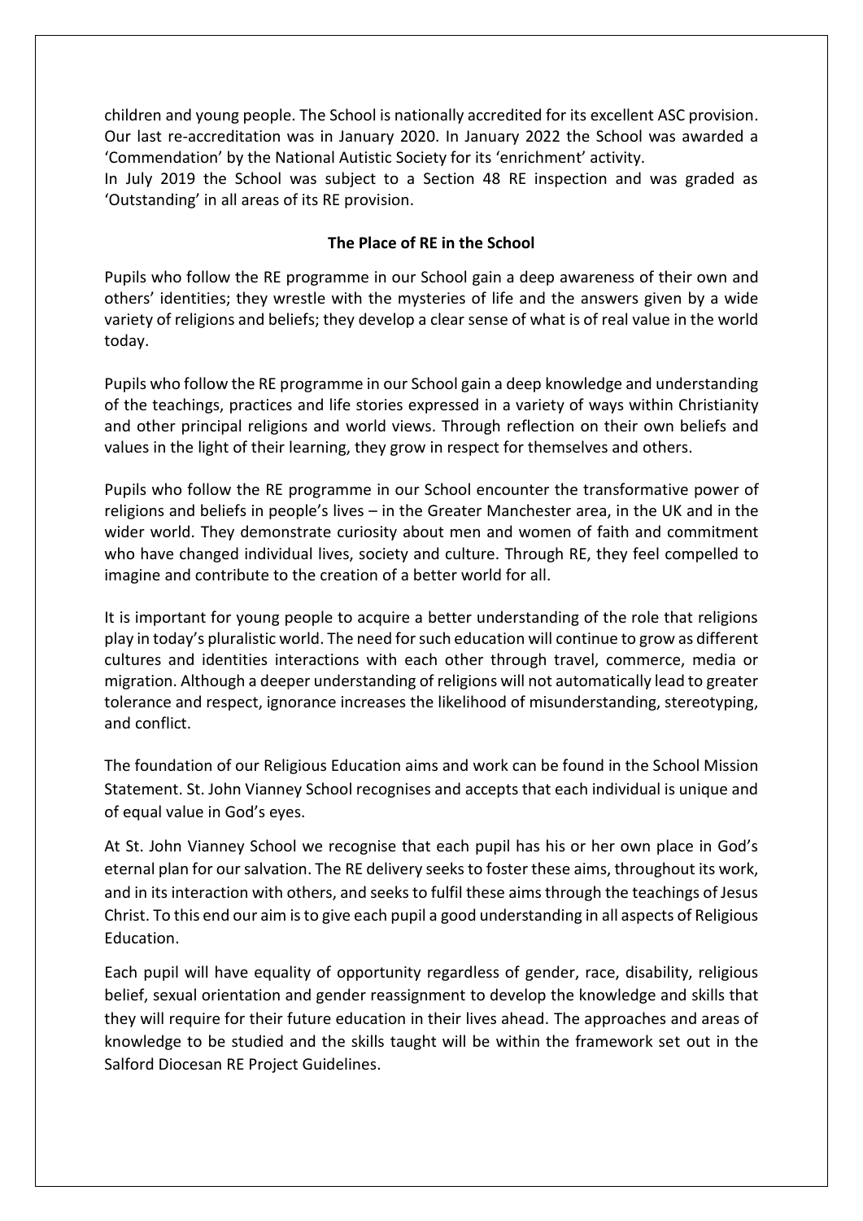children and young people. The School is nationally accredited for its excellent ASC provision. Our last re-accreditation was in January 2020. In January 2022 the School was awarded a 'Commendation' by the National Autistic Society for its 'enrichment' activity.
In July 2019 the School was subject to a Section 48 RE inspection and was graded as 'Outstanding' in all areas of its RE provision.

### The Place of RE in the School

Pupils who follow the RE programme in our School gain a deep awareness of their own and others' identities; they wrestle with the mysteries of life and the answers given by a wide variety of religions and beliefs; they develop a clear sense of what is of real value in the world today.

Pupils who follow the RE programme in our School gain a deep knowledge and understanding of the teachings, practices and life stories expressed in a variety of ways within Christianity and other principal religions and world views. Through reflection on their own beliefs and values in the light of their learning, they grow in respect for themselves and others.

Pupils who follow the RE programme in our School encounter the transformative power of religions and beliefs in people's lives – in the Greater Manchester area, in the UK and in the wider world. They demonstrate curiosity about men and women of faith and commitment who have changed individual lives, society and culture. Through RE, they feel compelled to imagine and contribute to the creation of a better world for all.

It is important for young people to acquire a better understanding of the role that religions play in today's pluralistic world. The need for such education will continue to grow as different cultures and identities interactions with each other through travel, commerce, media or migration. Although a deeper understanding of religions will not automatically lead to greater tolerance and respect, ignorance increases the likelihood of misunderstanding, stereotyping, and conflict.

The foundation of our Religious Education aims and work can be found in the School Mission Statement. St. John Vianney School recognises and accepts that each individual is unique and of equal value in God's eyes.

At St. John Vianney School we recognise that each pupil has his or her own place in God's eternal plan for our salvation. The RE delivery seeks to foster these aims, throughout its work, and in its interaction with others, and seeks to fulfil these aims through the teachings of Jesus Christ. To this end our aim is to give each pupil a good understanding in all aspects of Religious Education.

Each pupil will have equality of opportunity regardless of gender, race, disability, religious belief, sexual orientation and gender reassignment to develop the knowledge and skills that they will require for their future education in their lives ahead. The approaches and areas of knowledge to be studied and the skills taught will be within the framework set out in the Salford Diocesan RE Project Guidelines.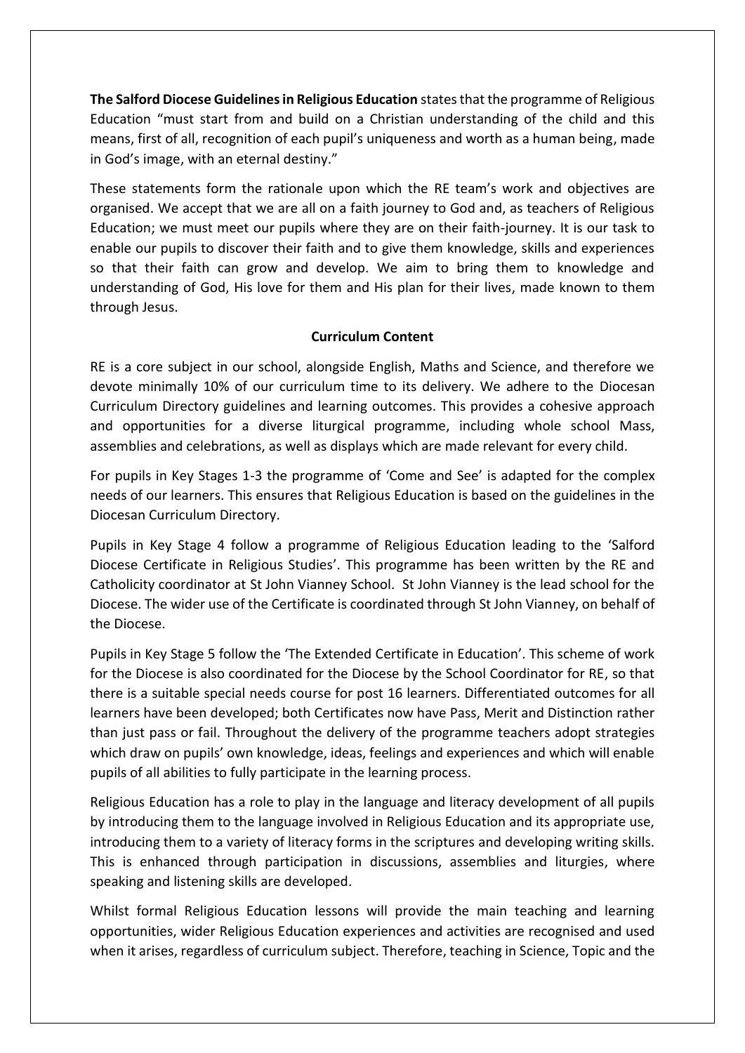**The Salford Diocese Guidelines in Religious Education** states that the programme of Religious Education "must start from and build on a Christian understanding of the child and this means, first of all, recognition of each pupil's uniqueness and worth as a human being, made in God's image, with an eternal destiny."

These statements form the rationale upon which the RE team's work and objectives are organised. We accept that we are all on a faith journey to God and, as teachers of Religious Education; we must meet our pupils where they are on their faith-journey. It is our task to enable our pupils to discover their faith and to give them knowledge, skills and experiences so that their faith can grow and develop. We aim to bring them to knowledge and understanding of God, His love for them and His plan for their lives, made known to them through Jesus.

**Curriculum Content**

RE is a core subject in our school, alongside English, Maths and Science, and therefore we devote minimally 10% of our curriculum time to its delivery. We adhere to the Diocesan Curriculum Directory guidelines and learning outcomes. This provides a cohesive approach and opportunities for a diverse liturgical programme, including whole school Mass, assemblies and celebrations, as well as displays which are made relevant for every child.

For pupils in Key Stages 1-3 the programme of 'Come and See' is adapted for the complex needs of our learners. This ensures that Religious Education is based on the guidelines in the Diocesan Curriculum Directory.

Pupils in Key Stage 4 follow a programme of Religious Education leading to the 'Salford Diocese Certificate in Religious Studies'. This programme has been written by the RE and Catholicity coordinator at St John Vianney School. St John Vianney is the lead school for the Diocese. The wider use of the Certificate is coordinated through St John Vianney, on behalf of the Diocese.

Pupils in Key Stage 5 follow the 'The Extended Certificate in Education'. This scheme of work for the Diocese is also coordinated for the Diocese by the School Coordinator for RE, so that there is a suitable special needs course for post 16 learners. Differentiated outcomes for all learners have been developed; both Certificates now have Pass, Merit and Distinction rather than just pass or fail. Throughout the delivery of the programme teachers adopt strategies which draw on pupils' own knowledge, ideas, feelings and experiences and which will enable pupils of all abilities to fully participate in the learning process.

Religious Education has a role to play in the language and literacy development of all pupils by introducing them to the language involved in Religious Education and its appropriate use, introducing them to a variety of literacy forms in the scriptures and developing writing skills. This is enhanced through participation in discussions, assemblies and liturgies, where speaking and listening skills are developed.

Whilst formal Religious Education lessons will provide the main teaching and learning opportunities, wider Religious Education experiences and activities are recognised and used when it arises, regardless of curriculum subject. Therefore, teaching in Science, Topic and the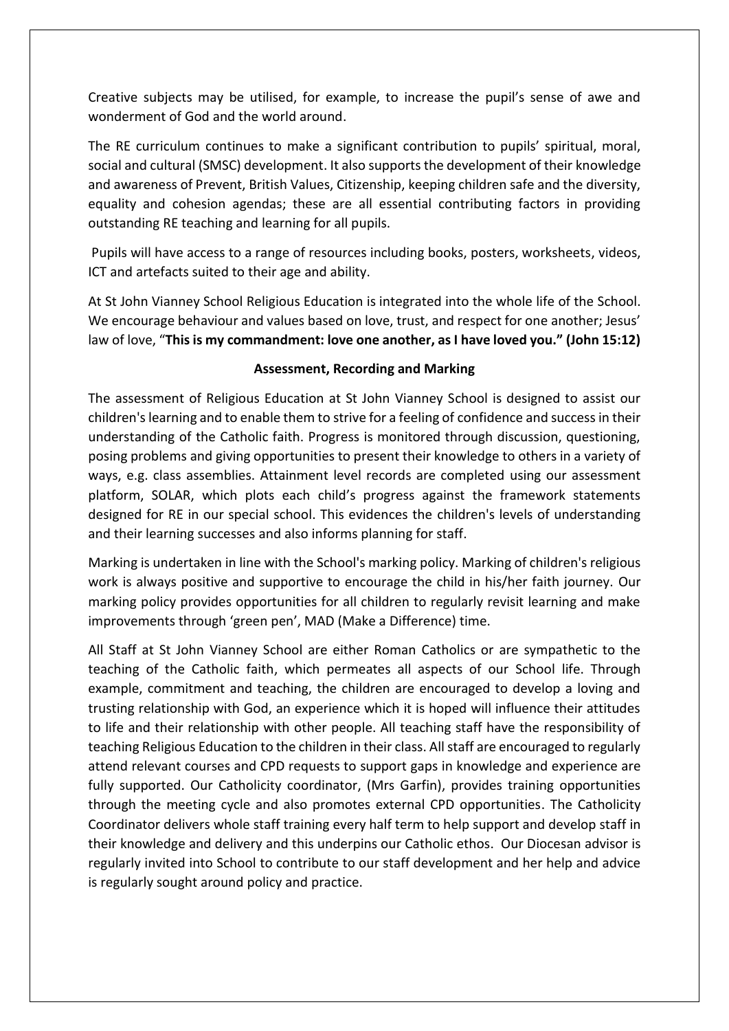Creative subjects may be utilised, for example, to increase the pupil's sense of awe and wonderment of God and the world around.

The RE curriculum continues to make a significant contribution to pupils' spiritual, moral, social and cultural (SMSC) development. It also supports the development of their knowledge and awareness of Prevent, British Values, Citizenship, keeping children safe and the diversity, equality and cohesion agendas; these are all essential contributing factors in providing outstanding RE teaching and learning for all pupils.

Pupils will have access to a range of resources including books, posters, worksheets, videos, ICT and artefacts suited to their age and ability.

At St John Vianney School Religious Education is integrated into the whole life of the School. We encourage behaviour and values based on love, trust, and respect for one another; Jesus' law of love, "**This is my commandment: love one another, as I have loved you." (John 15:12)**

## Assessment, Recording and Marking

The assessment of Religious Education at St John Vianney School is designed to assist our children's learning and to enable them to strive for a feeling of confidence and success in their understanding of the Catholic faith. Progress is monitored through discussion, questioning, posing problems and giving opportunities to present their knowledge to others in a variety of ways, e.g. class assemblies. Attainment level records are completed using our assessment platform, SOLAR, which plots each child's progress against the framework statements designed for RE in our special school. This evidences the children's levels of understanding and their learning successes and also informs planning for staff.

Marking is undertaken in line with the School's marking policy. Marking of children's religious work is always positive and supportive to encourage the child in his/her faith journey. Our marking policy provides opportunities for all children to regularly revisit learning and make improvements through 'green pen', MAD (Make a Difference) time.

All Staff at St John Vianney School are either Roman Catholics or are sympathetic to the teaching of the Catholic faith, which permeates all aspects of our School life. Through example, commitment and teaching, the children are encouraged to develop a loving and trusting relationship with God, an experience which it is hoped will influence their attitudes to life and their relationship with other people. All teaching staff have the responsibility of teaching Religious Education to the children in their class. All staff are encouraged to regularly attend relevant courses and CPD requests to support gaps in knowledge and experience are fully supported. Our Catholicity coordinator, (Mrs Garfin), provides training opportunities through the meeting cycle and also promotes external CPD opportunities. The Catholicity Coordinator delivers whole staff training every half term to help support and develop staff in their knowledge and delivery and this underpins our Catholic ethos. Our Diocesan advisor is regularly invited into School to contribute to our staff development and her help and advice is regularly sought around policy and practice.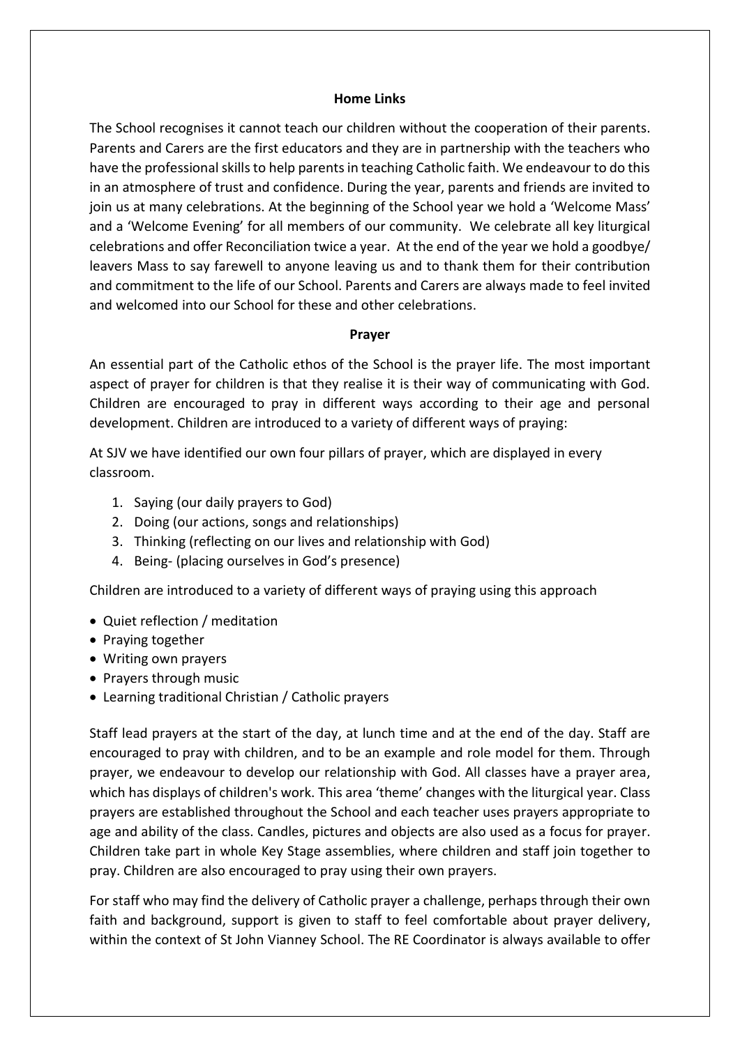## Home Links

The School recognises it cannot teach our children without the cooperation of their parents. Parents and Carers are the first educators and they are in partnership with the teachers who have the professional skills to help parents in teaching Catholic faith. We endeavour to do this in an atmosphere of trust and confidence. During the year, parents and friends are invited to join us at many celebrations. At the beginning of the School year we hold a 'Welcome Mass' and a 'Welcome Evening' for all members of our community. We celebrate all key liturgical celebrations and offer Reconciliation twice a year. At the end of the year we hold a goodbye/ leavers Mass to say farewell to anyone leaving us and to thank them for their contribution and commitment to the life of our School. Parents and Carers are always made to feel invited and welcomed into our School for these and other celebrations.

## Prayer

An essential part of the Catholic ethos of the School is the prayer life. The most important aspect of prayer for children is that they realise it is their way of communicating with God. Children are encouraged to pray in different ways according to their age and personal development. Children are introduced to a variety of different ways of praying:

At SJV we have identified our own four pillars of prayer, which are displayed in every classroom.

1. Saying (our daily prayers to God)
2. Doing (our actions, songs and relationships)
3. Thinking (reflecting on our lives and relationship with God)
4. Being- (placing ourselves in God's presence)

Children are introduced to a variety of different ways of praying using this approach

- Quiet reflection / meditation
- Praying together
- Writing own prayers
- Prayers through music
- Learning traditional Christian / Catholic prayers

Staff lead prayers at the start of the day, at lunch time and at the end of the day. Staff are encouraged to pray with children, and to be an example and role model for them. Through prayer, we endeavour to develop our relationship with God. All classes have a prayer area, which has displays of children's work. This area 'theme' changes with the liturgical year. Class prayers are established throughout the School and each teacher uses prayers appropriate to age and ability of the class. Candles, pictures and objects are also used as a focus for prayer. Children take part in whole Key Stage assemblies, where children and staff join together to pray. Children are also encouraged to pray using their own prayers.

For staff who may find the delivery of Catholic prayer a challenge, perhaps through their own faith and background, support is given to staff to feel comfortable about prayer delivery, within the context of St John Vianney School. The RE Coordinator is always available to offer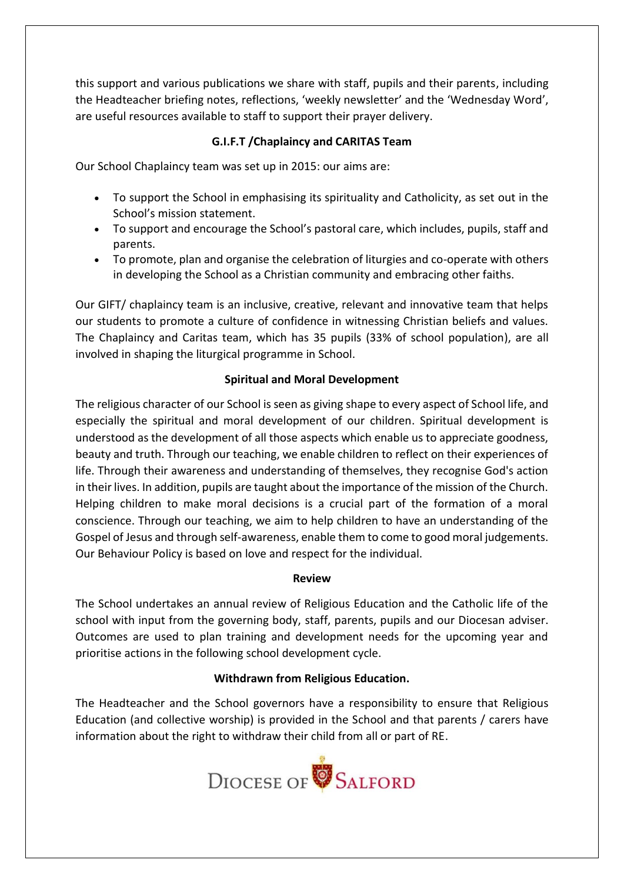this support and various publications we share with staff, pupils and their parents, including the Headteacher briefing notes, reflections, 'weekly newsletter' and the 'Wednesday Word', are useful resources available to staff to support their prayer delivery.

### G.I.F.T /Chaplaincy and CARITAS Team

Our School Chaplaincy team was set up in 2015: our aims are:

- To support the School in emphasising its spirituality and Catholicity, as set out in the School's mission statement.
- To support and encourage the School's pastoral care, which includes, pupils, staff and parents.
- To promote, plan and organise the celebration of liturgies and co-operate with others in developing the School as a Christian community and embracing other faiths.

Our GIFT/ chaplaincy team is an inclusive, creative, relevant and innovative team that helps our students to promote a culture of confidence in witnessing Christian beliefs and values. The Chaplaincy and Caritas team, which has 35 pupils (33% of school population), are all involved in shaping the liturgical programme in School.

### Spiritual and Moral Development

The religious character of our School is seen as giving shape to every aspect of School life, and especially the spiritual and moral development of our children. Spiritual development is understood as the development of all those aspects which enable us to appreciate goodness, beauty and truth. Through our teaching, we enable children to reflect on their experiences of life. Through their awareness and understanding of themselves, they recognise God's action in their lives. In addition, pupils are taught about the importance of the mission of the Church. Helping children to make moral decisions is a crucial part of the formation of a moral conscience. Through our teaching, we aim to help children to have an understanding of the Gospel of Jesus and through self-awareness, enable them to come to good moral judgements. Our Behaviour Policy is based on love and respect for the individual.

### Review

The School undertakes an annual review of Religious Education and the Catholic life of the school with input from the governing body, staff, parents, pupils and our Diocesan adviser. Outcomes are used to plan training and development needs for the upcoming year and prioritise actions in the following school development cycle.

### Withdrawn from Religious Education.

The Headteacher and the School governors have a responsibility to ensure that Religious Education (and collective worship) is provided in the School and that parents / carers have information about the right to withdraw their child from all or part of RE.

DIOCESE OF SALFORD